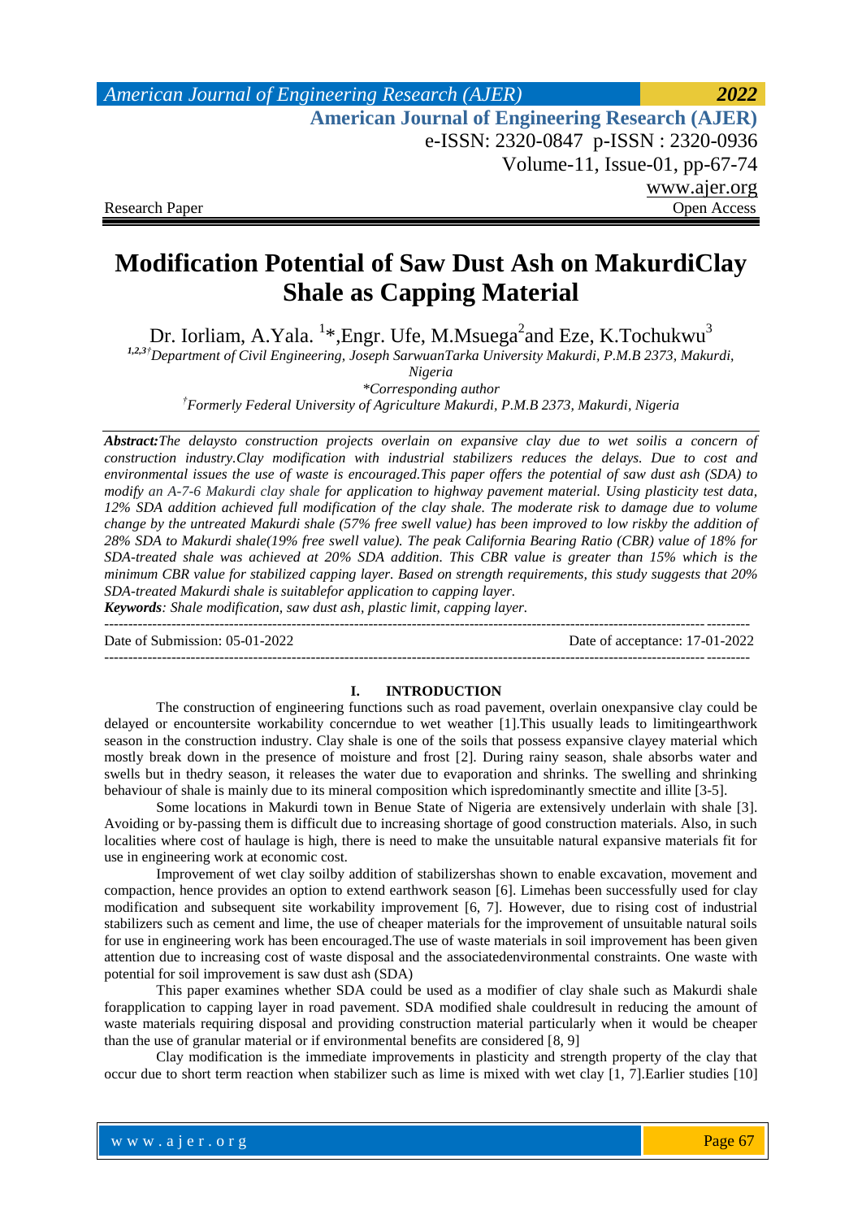Research Paper Open Access

# Modification Potential of Saw Dust Ash on MakurdiClay Shale as Capping Material

Dr. Iorliam, A.Yala. [1]*,Engr. Ufe, M.Msuega[2]and Eze, K.Tochukwu[3]

[1,2,3†]*Department of Civil Engineering, Joseph SarwuanTarka University Makurdi, P.M.B 2373, Makurdi, Nigeria*

**Corresponding author*

[†]*Formerly Federal University of Agriculture Makurdi, P.M.B 2373, Makurdi, Nigeria*

***Abstract:****The delaysto construction projects overlain on expansive clay due to wet soilis a concern of construction industry.Clay modification with industrial stabilizers reduces the delays. Due to cost and environmental issues the use of waste is encouraged.This paper offers the potential of saw dust ash (SDA) to modify an A-7-6 Makurdi clay shale for application to highway pavement material. Using plasticity test data, 12% SDA addition achieved full modification of the clay shale. The moderate risk to damage due to volume change by the untreated Makurdi shale (57% free swell value) has been improved to low riskby the addition of 28% SDA to Makurdi shale(19% free swell value). The peak California Bearing Ratio (CBR) value of 18% for SDA-treated shale was achieved at 20% SDA addition. This CBR value is greater than 15% which is the minimum CBR value for stabilized capping layer. Based on strength requirements, this study suggests that 20% SDA-treated Makurdi shale is suitablefor application to capping layer.*

***Keywords****: Shale modification, saw dust ash, plastic limit, capping layer.*

---

Date of Submission: 05-01-2022 Date of acceptance: 17-01-2022

---

## I. INTRODUCTION

The construction of engineering functions such as road pavement, overlain onexpansive clay could be delayed or encountersite workability concerndue to wet weather [1].This usually leads to limitingearthwork season in the construction industry. Clay shale is one of the soils that possess expansive clayey material which mostly break down in the presence of moisture and frost [2]. During rainy season, shale absorbs water and swells but in thedry season, it releases the water due to evaporation and shrinks. The swelling and shrinking behaviour of shale is mainly due to its mineral composition which ispredominantly smectite and illite [3-5].

Some locations in Makurdi town in Benue State of Nigeria are extensively underlain with shale [3]. Avoiding or by-passing them is difficult due to increasing shortage of good construction materials. Also, in such localities where cost of haulage is high, there is need to make the unsuitable natural expansive materials fit for use in engineering work at economic cost.

Improvement of wet clay soilby addition of stabilizershas shown to enable excavation, movement and compaction, hence provides an option to extend earthwork season [6]. Limehas been successfully used for clay modification and subsequent site workability improvement [6, 7]. However, due to rising cost of industrial stabilizers such as cement and lime, the use of cheaper materials for the improvement of unsuitable natural soils for use in engineering work has been encouraged.The use of waste materials in soil improvement has been given attention due to increasing cost of waste disposal and the associatedenvironmental constraints. One waste with potential for soil improvement is saw dust ash (SDA)

This paper examines whether SDA could be used as a modifier of clay shale such as Makurdi shale forapplication to capping layer in road pavement. SDA modified shale couldresult in reducing the amount of waste materials requiring disposal and providing construction material particularly when it would be cheaper than the use of granular material or if environmental benefits are considered [8, 9]

Clay modification is the immediate improvements in plasticity and strength property of the clay that occur due to short term reaction when stabilizer such as lime is mixed with wet clay [1, 7].Earlier studies [10]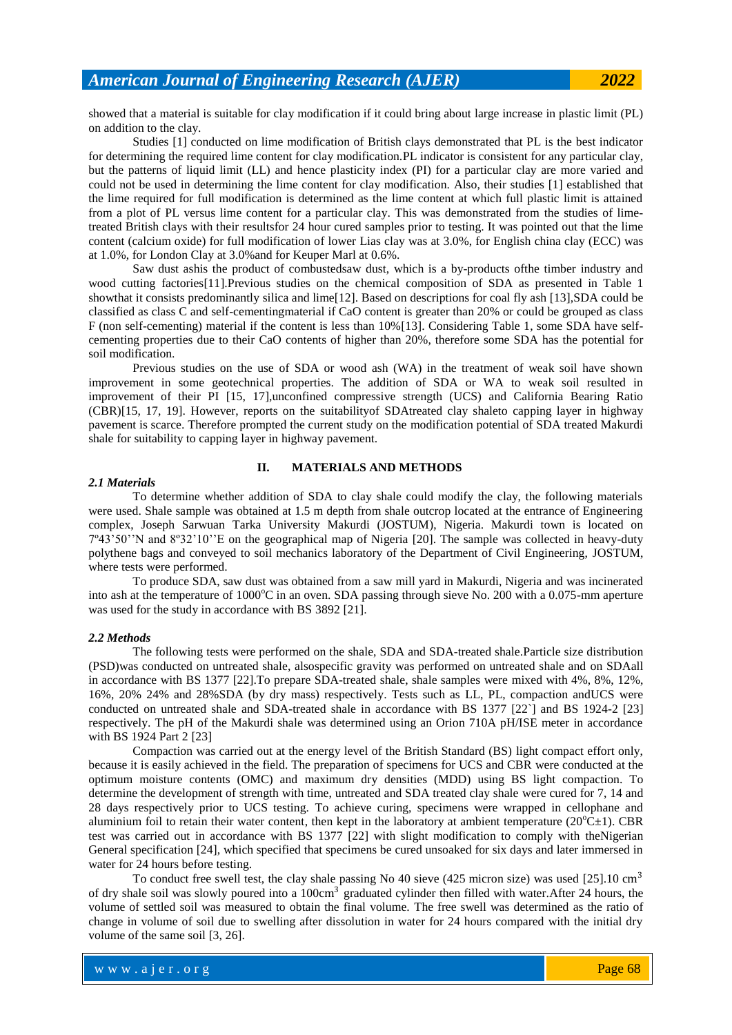showed that a material is suitable for clay modification if it could bring about large increase in plastic limit (PL) on addition to the clay.

Studies [1] conducted on lime modification of British clays demonstrated that PL is the best indicator for determining the required lime content for clay modification.PL indicator is consistent for any particular clay, but the patterns of liquid limit (LL) and hence plasticity index (PI) for a particular clay are more varied and could not be used in determining the lime content for clay modification. Also, their studies [1] established that the lime required for full modification is determined as the lime content at which full plastic limit is attained from a plot of PL versus lime content for a particular clay. This was demonstrated from the studies of lime-treated British clays with their resultsfor 24 hour cured samples prior to testing. It was pointed out that the lime content (calcium oxide) for full modification of lower Lias clay was at 3.0%, for English china clay (ECC) was at 1.0%, for London Clay at 3.0%and for Keuper Marl at 0.6%.

Saw dust ashis the product of combustedsaw dust, which is a by-products ofthe timber industry and wood cutting factories[11].Previous studies on the chemical composition of SDA as presented in Table 1 showthat it consists predominantly silica and lime[12]. Based on descriptions for coal fly ash [13],SDA could be classified as class C and self-cementingmaterial if CaO content is greater than 20% or could be grouped as class F (non self-cementing) material if the content is less than 10%[13]. Considering Table 1, some SDA have self-cementing properties due to their CaO contents of higher than 20%, therefore some SDA has the potential for soil modification.

Previous studies on the use of SDA or wood ash (WA) in the treatment of weak soil have shown improvement in some geotechnical properties. The addition of SDA or WA to weak soil resulted in improvement of their PI [15, 17],unconfined compressive strength (UCS) and California Bearing Ratio (CBR)[15, 17, 19]. However, reports on the suitabilityof SDAtreated clay shaleto capping layer in highway pavement is scarce. Therefore prompted the current study on the modification potential of SDA treated Makurdi shale for suitability to capping layer in highway pavement.

## II. MATERIALS AND METHODS

### *2.1 Materials*

To determine whether addition of SDA to clay shale could modify the clay, the following materials were used. Shale sample was obtained at 1.5 m depth from shale outcrop located at the entrance of Engineering complex, Joseph Sarwuan Tarka University Makurdi (JOSTUM), Nigeria. Makurdi town is located on 7º43'50''N and 8º32'10''E on the geographical map of Nigeria [20]. The sample was collected in heavy-duty polythene bags and conveyed to soil mechanics laboratory of the Department of Civil Engineering, JOSTUM, where tests were performed.

To produce SDA, saw dust was obtained from a saw mill yard in Makurdi, Nigeria and was incinerated into ash at the temperature of 1000$^{o}$C in an oven. SDA passing through sieve No. 200 with a 0.075-mm aperture was used for the study in accordance with BS 3892 [21].

### *2.2 Methods*

The following tests were performed on the shale, SDA and SDA-treated shale.Particle size distribution (PSD)was conducted on untreated shale, alsospecific gravity was performed on untreated shale and on SDAall in accordance with BS 1377 [22].To prepare SDA-treated shale, shale samples were mixed with 4%, 8%, 12%, 16%, 20% 24% and 28%SDA (by dry mass) respectively. Tests such as LL, PL, compaction andUCS were conducted on untreated shale and SDA-treated shale in accordance with BS 1377 [22`] and BS 1924-2 [23] respectively. The pH of the Makurdi shale was determined using an Orion 710A pH/ISE meter in accordance with BS 1924 Part 2 [23]

Compaction was carried out at the energy level of the British Standard (BS) light compact effort only, because it is easily achieved in the field. The preparation of specimens for UCS and CBR were conducted at the optimum moisture contents (OMC) and maximum dry densities (MDD) using BS light compaction. To determine the development of strength with time, untreated and SDA treated clay shale were cured for 7, 14 and 28 days respectively prior to UCS testing. To achieve curing, specimens were wrapped in cellophane and aluminium foil to retain their water content, then kept in the laboratory at ambient temperature (20$^{o}$C±1). CBR test was carried out in accordance with BS 1377 [22] with slight modification to comply with theNigerian General specification [24], which specified that specimens be cured unsoaked for six days and later immersed in water for 24 hours before testing.

To conduct free swell test, the clay shale passing No 40 sieve (425 micron size) was used [25].10 cm$^{3}$ of dry shale soil was slowly poured into a 100cm$^{3}$ graduated cylinder then filled with water.After 24 hours, the volume of settled soil was measured to obtain the final volume. The free swell was determined as the ratio of change in volume of soil due to swelling after dissolution in water for 24 hours compared with the initial dry volume of the same soil [3, 26].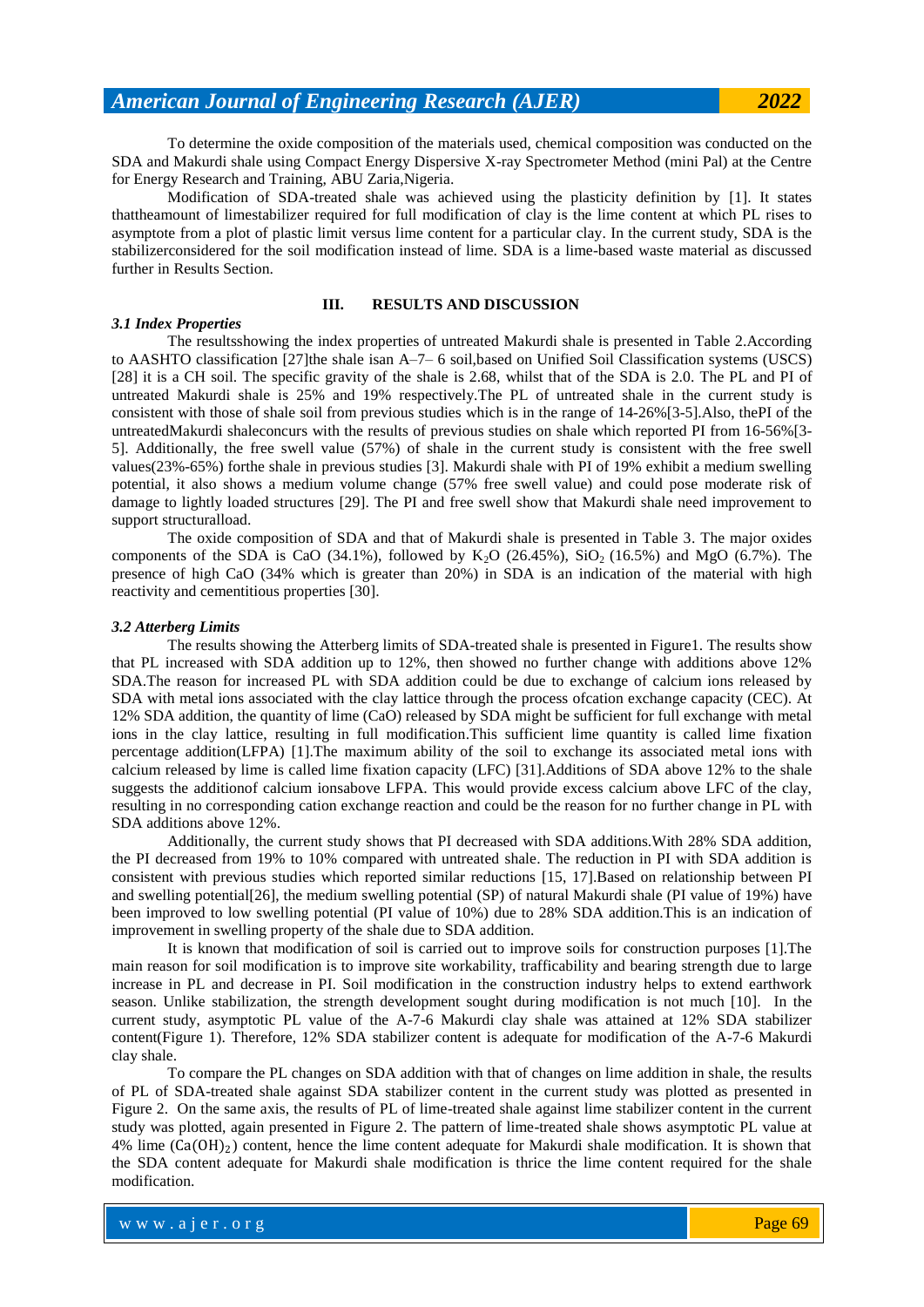To determine the oxide composition of the materials used, chemical composition was conducted on the SDA and Makurdi shale using Compact Energy Dispersive X-ray Spectrometer Method (mini Pal) at the Centre for Energy Research and Training, ABU Zaria,Nigeria.

Modification of SDA-treated shale was achieved using the plasticity definition by [1]. It states thattheamount of limestabilizer required for full modification of clay is the lime content at which PL rises to asymptote from a plot of plastic limit versus lime content for a particular clay. In the current study, SDA is the stabilizerconsidered for the soil modification instead of lime. SDA is a lime-based waste material as discussed further in Results Section.

## III. RESULTS AND DISCUSSION

### *3.1 Index Properties*

The resultsshowing the index properties of untreated Makurdi shale is presented in Table 2.According to AASHTO classification [27]the shale isan A–7– 6 soil,based on Unified Soil Classification systems (USCS) [28] it is a CH soil. The specific gravity of the shale is 2.68, whilst that of the SDA is 2.0. The PL and PI of untreated Makurdi shale is 25% and 19% respectively.The PL of untreated shale in the current study is consistent with those of shale soil from previous studies which is in the range of 14-26%[3-5].Also, thePI of the untreatedMakurdi shaleconcurs with the results of previous studies on shale which reported PI from 16-56%[3-5]. Additionally, the free swell value (57%) of shale in the current study is consistent with the free swell values(23%-65%) forthe shale in previous studies [3]. Makurdi shale with PI of 19% exhibit a medium swelling potential, it also shows a medium volume change (57% free swell value) and could pose moderate risk of damage to lightly loaded structures [29]. The PI and free swell show that Makurdi shale need improvement to support structuralload.

The oxide composition of SDA and that of Makurdi shale is presented in Table 3. The major oxides components of the SDA is CaO (34.1%), followed by $K_2O$ (26.45%), $SiO_2$ (16.5%) and MgO (6.7%). The presence of high CaO (34% which is greater than 20%) in SDA is an indication of the material with high reactivity and cementitious properties [30].

### *3.2 Atterberg Limits*

The results showing the Atterberg limits of SDA-treated shale is presented in Figure1. The results show that PL increased with SDA addition up to 12%, then showed no further change with additions above 12% SDA.The reason for increased PL with SDA addition could be due to exchange of calcium ions released by SDA with metal ions associated with the clay lattice through the process ofcation exchange capacity (CEC). At 12% SDA addition, the quantity of lime (CaO) released by SDA might be sufficient for full exchange with metal ions in the clay lattice, resulting in full modification.This sufficient lime quantity is called lime fixation percentage addition(LFPA) [1].The maximum ability of the soil to exchange its associated metal ions with calcium released by lime is called lime fixation capacity (LFC) [31].Additions of SDA above 12% to the shale suggests the additionof calcium ionsabove LFPA. This would provide excess calcium above LFC of the clay, resulting in no corresponding cation exchange reaction and could be the reason for no further change in PL with SDA additions above 12%.

Additionally, the current study shows that PI decreased with SDA additions.With 28% SDA addition, the PI decreased from 19% to 10% compared with untreated shale. The reduction in PI with SDA addition is consistent with previous studies which reported similar reductions [15, 17].Based on relationship between PI and swelling potential[26], the medium swelling potential (SP) of natural Makurdi shale (PI value of 19%) have been improved to low swelling potential (PI value of 10%) due to 28% SDA addition.This is an indication of improvement in swelling property of the shale due to SDA addition.

It is known that modification of soil is carried out to improve soils for construction purposes [1].The main reason for soil modification is to improve site workability, trafficability and bearing strength due to large increase in PL and decrease in PI. Soil modification in the construction industry helps to extend earthwork season. Unlike stabilization, the strength development sought during modification is not much [10]. In the current study, asymptotic PL value of the A-7-6 Makurdi clay shale was attained at 12% SDA stabilizer content(Figure 1). Therefore, 12% SDA stabilizer content is adequate for modification of the A-7-6 Makurdi clay shale.

To compare the PL changes on SDA addition with that of changes on lime addition in shale, the results of PL of SDA-treated shale against SDA stabilizer content in the current study was plotted as presented in Figure 2. On the same axis, the results of PL of lime-treated shale against lime stabilizer content in the current study was plotted, again presented in Figure 2. The pattern of lime-treated shale shows asymptotic PL value at 4% lime ($Ca(OH)_2$) content, hence the lime content adequate for Makurdi shale modification. It is shown that the SDA content adequate for Makurdi shale modification is thrice the lime content required for the shale modification.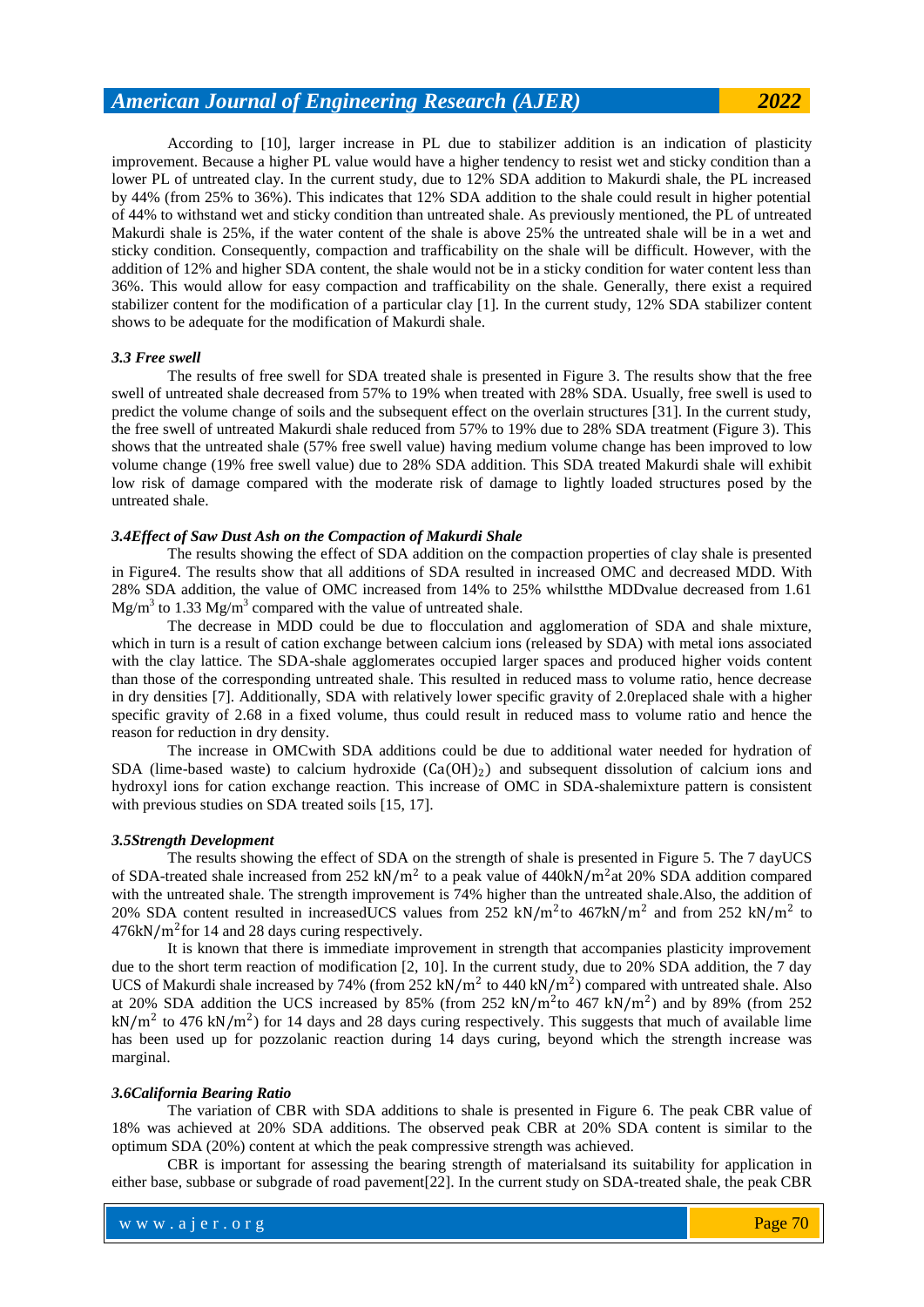According to [10], larger increase in PL due to stabilizer addition is an indication of plasticity improvement. Because a higher PL value would have a higher tendency to resist wet and sticky condition than a lower PL of untreated clay. In the current study, due to 12% SDA addition to Makurdi shale, the PL increased by 44% (from 25% to 36%). This indicates that 12% SDA addition to the shale could result in higher potential of 44% to withstand wet and sticky condition than untreated shale. As previously mentioned, the PL of untreated Makurdi shale is 25%, if the water content of the shale is above 25% the untreated shale will be in a wet and sticky condition. Consequently, compaction and trafficability on the shale will be difficult. However, with the addition of 12% and higher SDA content, the shale would not be in a sticky condition for water content less than 36%. This would allow for easy compaction and trafficability on the shale. Generally, there exist a required stabilizer content for the modification of a particular clay [1]. In the current study, 12% SDA stabilizer content shows to be adequate for the modification of Makurdi shale.

### *3.3 Free swell*

The results of free swell for SDA treated shale is presented in Figure 3. The results show that the free swell of untreated shale decreased from 57% to 19% when treated with 28% SDA. Usually, free swell is used to predict the volume change of soils and the subsequent effect on the overlain structures [31]. In the current study, the free swell of untreated Makurdi shale reduced from 57% to 19% due to 28% SDA treatment (Figure 3). This shows that the untreated shale (57% free swell value) having medium volume change has been improved to low volume change (19% free swell value) due to 28% SDA addition. This SDA treated Makurdi shale will exhibit low risk of damage compared with the moderate risk of damage to lightly loaded structures posed by the untreated shale.

### *3.4Effect of Saw Dust Ash on the Compaction of Makurdi Shale*

The results showing the effect of SDA addition on the compaction properties of clay shale is presented in Figure4. The results show that all additions of SDA resulted in increased OMC and decreased MDD. With 28% SDA addition, the value of OMC increased from 14% to 25% whilstthe MDDvalue decreased from 1.61 $Mg/m^3$ to 1.33 $Mg/m^3$ compared with the value of untreated shale.

The decrease in MDD could be due to flocculation and agglomeration of SDA and shale mixture, which in turn is a result of cation exchange between calcium ions (released by SDA) with metal ions associated with the clay lattice. The SDA-shale agglomerates occupied larger spaces and produced higher voids content than those of the corresponding untreated shale. This resulted in reduced mass to volume ratio, hence decrease in dry densities [7]. Additionally, SDA with relatively lower specific gravity of 2.0replaced shale with a higher specific gravity of 2.68 in a fixed volume, thus could result in reduced mass to volume ratio and hence the reason for reduction in dry density.

The increase in OMCwith SDA additions could be due to additional water needed for hydration of SDA (lime-based waste) to calcium hydroxide $(Ca(OH)_2)$ and subsequent dissolution of calcium ions and hydroxyl ions for cation exchange reaction. This increase of OMC in SDA-shalemixture pattern is consistent with previous studies on SDA treated soils [15, 17].

### *3.5Strength Development*

The results showing the effect of SDA on the strength of shale is presented in Figure 5. The 7 dayUCS of SDA-treated shale increased from 252 $kN/m^2$ to a peak value of 440$kN/m^2$at 20% SDA addition compared with the untreated shale. The strength improvement is 74% higher than the untreated shale.Also, the addition of 20% SDA content resulted in increasedUCS values from 252 $kN/m^2$to 467$kN/m^2$ and from 252 $kN/m^2$ to 476$kN/m^2$for 14 and 28 days curing respectively.

It is known that there is immediate improvement in strength that accompanies plasticity improvement due to the short term reaction of modification [2, 10]. In the current study, due to 20% SDA addition, the 7 day UCS of Makurdi shale increased by 74% (from 252 $kN/m^2$ to 440 $kN/m^2$) compared with untreated shale. Also at 20% SDA addition the UCS increased by 85% (from 252 $kN/m^2$to 467 $kN/m^2$) and by 89% (from 252 $kN/m^2$ to 476 $kN/m^2$) for 14 days and 28 days curing respectively. This suggests that much of available lime has been used up for pozzolanic reaction during 14 days curing, beyond which the strength increase was marginal.

### *3.6California Bearing Ratio*

The variation of CBR with SDA additions to shale is presented in Figure 6. The peak CBR value of 18% was achieved at 20% SDA additions. The observed peak CBR at 20% SDA content is similar to the optimum SDA (20%) content at which the peak compressive strength was achieved.

CBR is important for assessing the bearing strength of materialsand its suitability for application in either base, subbase or subgrade of road pavement[22]. In the current study on SDA-treated shale, the peak CBR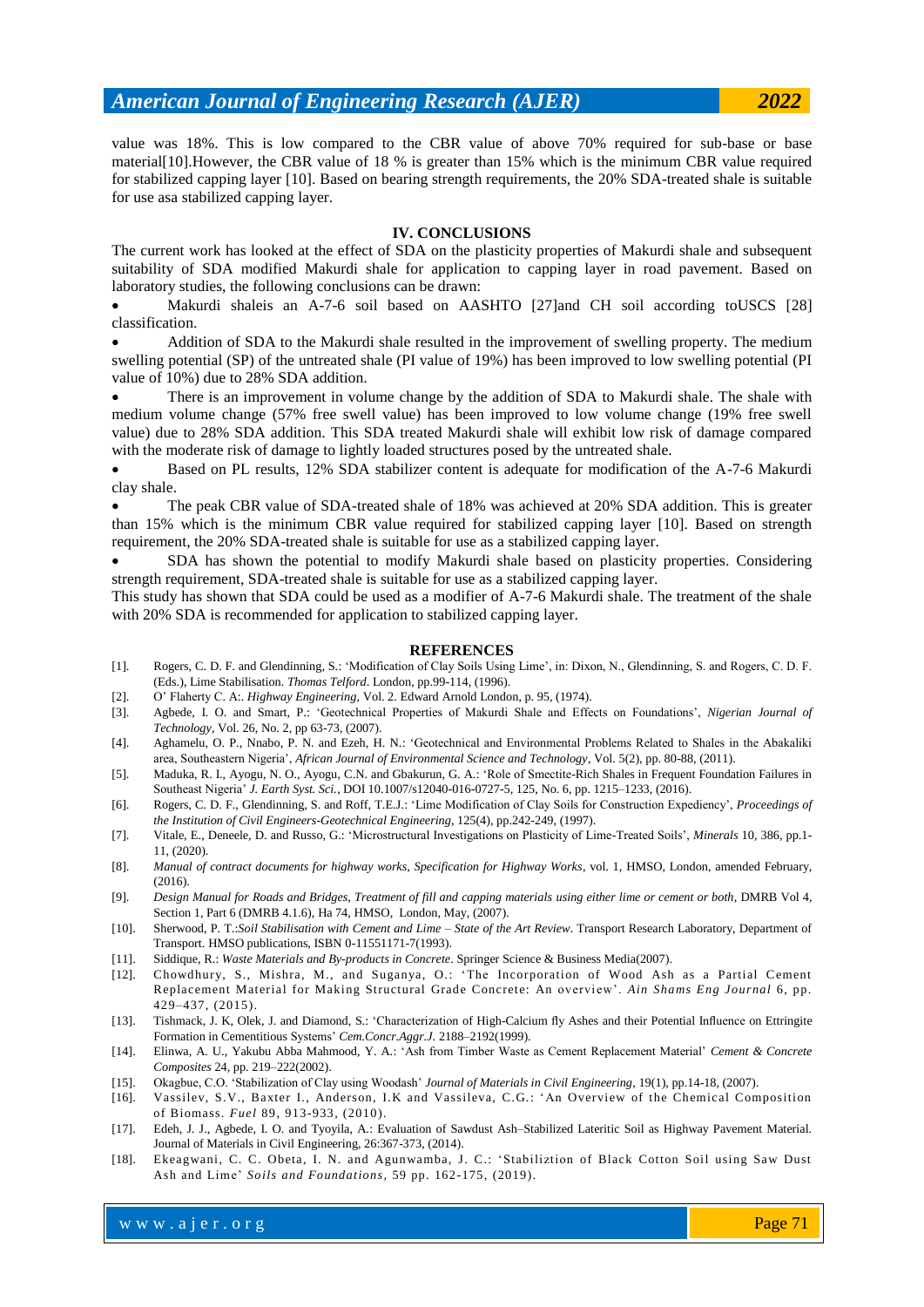value was 18%. This is low compared to the CBR value of above 70% required for sub-base or base material[10].However, the CBR value of 18 % is greater than 15% which is the minimum CBR value required for stabilized capping layer [10]. Based on bearing strength requirements, the 20% SDA-treated shale is suitable for use asa stabilized capping layer.

## IV. CONCLUSIONS

The current work has looked at the effect of SDA on the plasticity properties of Makurdi shale and subsequent suitability of SDA modified Makurdi shale for application to capping layer in road pavement. Based on laboratory studies, the following conclusions can be drawn:

- Makurdi shaleis an A-7-6 soil based on AASHTO [27]and CH soil according toUSCS [28] classification.
- Addition of SDA to the Makurdi shale resulted in the improvement of swelling property. The medium swelling potential (SP) of the untreated shale (PI value of 19%) has been improved to low swelling potential (PI value of 10%) due to 28% SDA addition.
- There is an improvement in volume change by the addition of SDA to Makurdi shale. The shale with medium volume change (57% free swell value) has been improved to low volume change (19% free swell value) due to 28% SDA addition. This SDA treated Makurdi shale will exhibit low risk of damage compared with the moderate risk of damage to lightly loaded structures posed by the untreated shale.
- Based on PL results, 12% SDA stabilizer content is adequate for modification of the A-7-6 Makurdi clay shale.
- The peak CBR value of SDA-treated shale of 18% was achieved at 20% SDA addition. This is greater than 15% which is the minimum CBR value required for stabilized capping layer [10]. Based on strength requirement, the 20% SDA-treated shale is suitable for use as a stabilized capping layer.
- SDA has shown the potential to modify Makurdi shale based on plasticity properties. Considering strength requirement, SDA-treated shale is suitable for use as a stabilized capping layer.

This study has shown that SDA could be used as a modifier of A-7-6 Makurdi shale. The treatment of the shale with 20% SDA is recommended for application to stabilized capping layer.

## REFERENCES

[1]. Rogers, C. D. F. and Glendinning, S.: 'Modification of Clay Soils Using Lime', in: Dixon, N., Glendinning, S. and Rogers, C. D. F. (Eds.), Lime Stabilisation. *Thomas Telford*. London, pp.99-114, (1996).

[2]. O' Flaherty C. A:. *Highway Engineering*, Vol. 2. Edward Arnold London, p. 95, (1974).

[3]. Agbede, I. O. and Smart, P.: 'Geotechnical Properties of Makurdi Shale and Effects on Foundations', *Nigerian Journal of Technology*, Vol. 26, No. 2, pp 63-73, (2007).

[4]. Aghamelu, O. P., Nnabo, P. N. and Ezeh, H. N.: 'Geotechnical and Environmental Problems Related to Shales in the Abakaliki area, Southeastern Nigeria', *African Journal of Environmental Science and Technology*, Vol. 5(2), pp. 80-88, (2011).

[5]. Maduka, R. I., Ayogu, N. O., Ayogu, C.N. and Gbakurun, G. A.: 'Role of Smectite-Rich Shales in Frequent Foundation Failures in Southeast Nigeria' *J. Earth Syst. Sci.*, DOI 10.1007/s12040-016-0727-5, 125, No. 6, pp. 1215–1233, (2016).

[6]. Rogers, C. D. F., Glendinning, S. and Roff, T.E.J.: 'Lime Modification of Clay Soils for Construction Expediency', *Proceedings of the Institution of Civil Engineers-Geotechnical Engineering*, 125(4), pp.242-249, (1997).

[7]. Vitale, E., Deneele, D. and Russo, G.: 'Microstructural Investigations on Plasticity of Lime-Treated Soils', *Minerals* 10, 386, pp.1-11, (2020).

[8]. *Manual of contract documents for highway works, Specification for Highway Works*, vol. 1, HMSO, London, amended February, (2016).

[9]. *Design Manual for Roads and Bridges, Treatment of fill and capping materials using either lime or cement or both*, DMRB Vol 4, Section 1, Part 6 (DMRB 4.1.6), Ha 74, HMSO, London, May, (2007).

[10]. Sherwood, P. T.:*Soil Stabilisation with Cement and Lime – State of the Art Review*. Transport Research Laboratory, Department of Transport. HMSO publications, ISBN 0-11551171-7(1993).

[11]. Siddique, R.: *Waste Materials and By-products in Concrete*. Springer Science & Business Media(2007).

[12]. Chowdhury, S., Mishra, M., and Suganya, O.: 'The Incorporation of Wood Ash as a Partial Cement Replacement Material for Making Structural Grade Concrete: An overview'. *Ain Shams Eng Journal* 6, pp. 429–437, (2015).

[13]. Tishmack, J. K, Olek, J. and Diamond, S.: 'Characterization of High-Calcium fly Ashes and their Potential Influence on Ettringite Formation in Cementitious Systems' *Cem.Concr.Aggr.J*. 2188–2192(1999).

[14]. Elinwa, A. U., Yakubu Abba Mahmood, Y. A.: 'Ash from Timber Waste as Cement Replacement Material' *Cement & Concrete Composites* 24, pp. 219–222(2002).

[15]. Okagbue, C.O. 'Stabilization of Clay using Woodash' *Journal of Materials in Civil Engineering*, 19(1), pp.14-18, (2007).

[16]. Vassilev, S.V., Baxter I., Anderson, I.K and Vassileva, C.G.: 'An Overview of the Chemical Composition of Biomass. *Fuel* 89, 913-933, (2010).

[17]. Edeh, J. J., Agbede, I. O. and Tyoyila, A.: Evaluation of Sawdust Ash–Stabilized Lateritic Soil as Highway Pavement Material. Journal of Materials in Civil Engineering, 26:367-373, (2014).

[18]. Ekeagwani, C. C. Obeta, I. N. and Agunwamba, J. C.: 'Stabiliztion of Black Cotton Soil using Saw Dust Ash and Lime' *Soils and Foundations*, 59 pp. 162-175, (2019).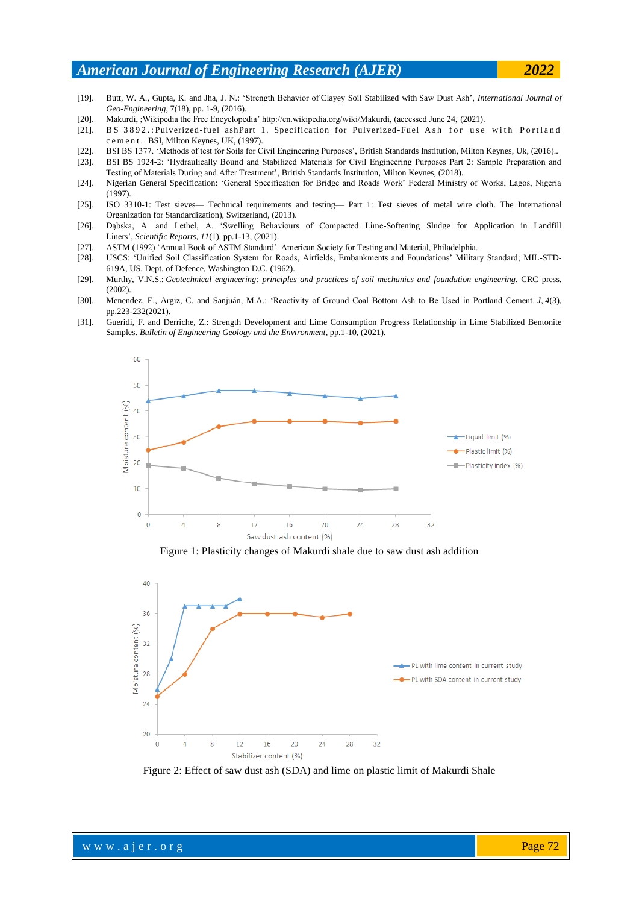[19]. Butt, W. A., Gupta, K. and Jha, J. N.: 'Strength Behavior of Clayey Soil Stabilized with Saw Dust Ash', *International Journal of Geo-Engineering*, 7(18), pp. 1-9, (2016).

[20]. Makurdi, ;Wikipedia the Free Encyclopedia' http://en.wikipedia.org/wiki/Makurdi, (accessed June 24, (2021).

[21]. BS 3892.:Pulverized-fuel ashPart 1. Specification for Pulverized-Fuel Ash for use with Portland cement. BSI, Milton Keynes, UK, (1997).

[22]. BSI BS 1377. 'Methods of test for Soils for Civil Engineering Purposes', British Standards Institution, Milton Keynes, Uk, (2016)..

[23]. BSI BS 1924-2: 'Hydraulically Bound and Stabilized Materials for Civil Engineering Purposes Part 2: Sample Preparation and Testing of Materials During and After Treatment', British Standards Institution, Milton Keynes, (2018).

[24]. Nigerian General Specification: 'General Specification for Bridge and Roads Work' Federal Ministry of Works, Lagos, Nigeria (1997).

[25]. ISO 3310-1: Test sieves— Technical requirements and testing— Part 1: Test sieves of metal wire cloth. The International Organization for Standardization), Switzerland, (2013).

[26]. Dąbska, A. and Lethel, A. 'Swelling Behaviours of Compacted Lime-Softening Sludge for Application in Landfill Liners', *Scientific Reports*, *11*(1), pp.1-13, (2021).

[27]. ASTM (1992) 'Annual Book of ASTM Standard'. American Society for Testing and Material, Philadelphia.

[28]. USCS: 'Unified Soil Classification System for Roads, Airfields, Embankments and Foundations' Military Standard; MIL-STD-619A, US. Dept. of Defence, Washington D.C, (1962).

[29]. Murthy, V.N.S.: *Geotechnical engineering: principles and practices of soil mechanics and foundation engineering*. CRC press, (2002).

[30]. Menendez, E., Argiz, C. and Sanjuán, M.A.: 'Reactivity of Ground Coal Bottom Ash to Be Used in Portland Cement. *J*, *4*(3), pp.223-232(2021).

[31]. Gueridi, F. and Derriche, Z.: Strength Development and Lime Consumption Progress Relationship in Lime Stabilized Bentonite Samples. *Bulletin of Engineering Geology and the Environment*, pp.1-10, (2021).

Figure 1: Plasticity changes of Makurdi shale due to saw dust ash addition

Figure 2: Effect of saw dust ash (SDA) and lime on plastic limit of Makurdi Shale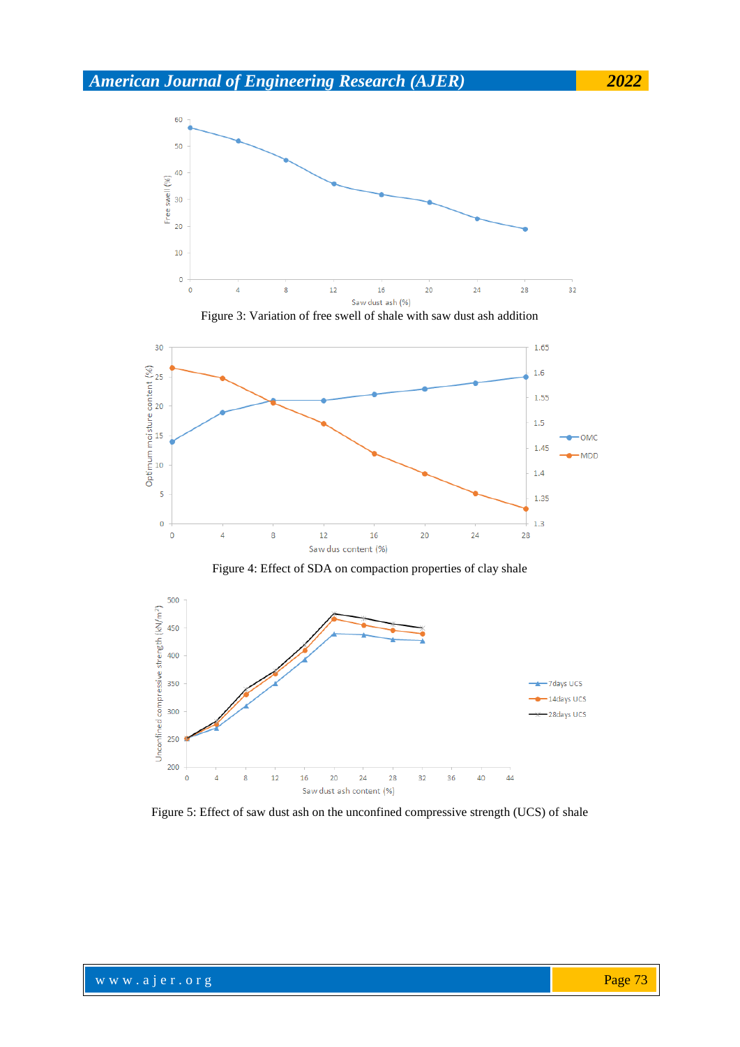Figure 3: Variation of free swell of shale with saw dust ash addition

Figure 4: Effect of SDA on compaction properties of clay shale

Figure 5: Effect of saw dust ash on the unconfined compressive strength (UCS) of shale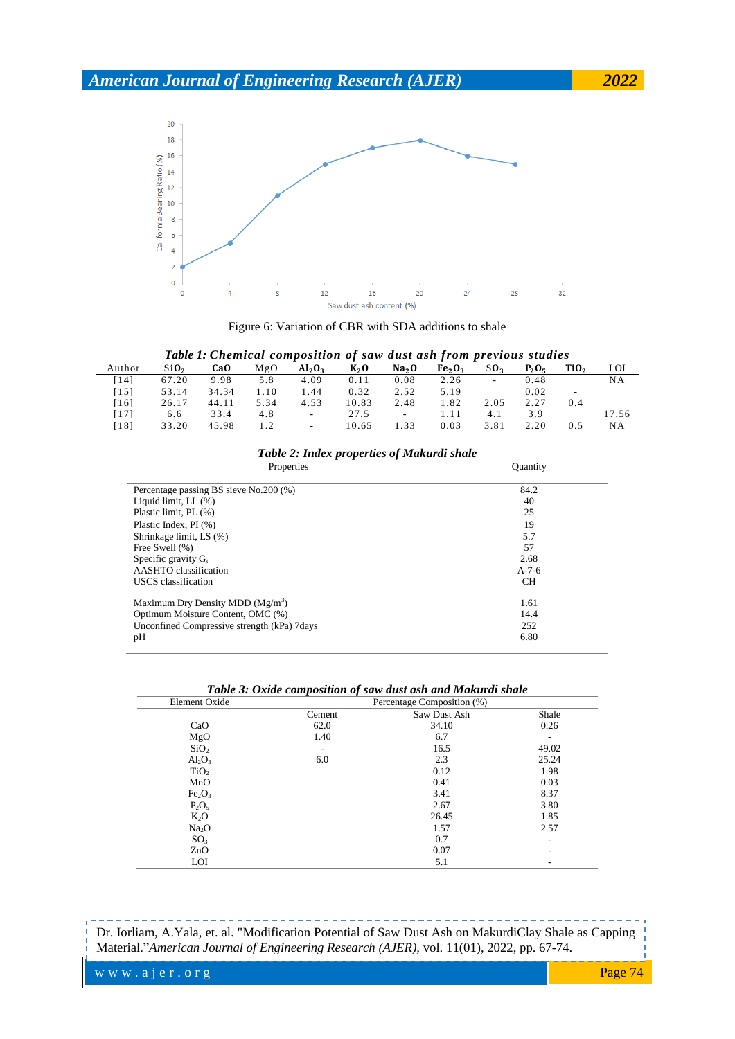20
18
16
14
12
10
8
6
4
2
0

0 4 8 12 16 20 24 28 32

California Bearing Ratio (%)

Saw dust ash content (%)

Figure 6: Variation of CBR with SDA additions to shale

***Table 1: Chemical composition of saw dust ash from previous studies***

| Author | $SiO_2$ | CaO | MgO | $Al_2O_3$ | $K_2O$ | $Na_2O$ | $Fe_2O_3$ | $SO_3$ | $P_2O_5$ | $TiO_2$ | LOI |
|---|---|---|---|---|---|---|---|---|---|---|---|
| [14] | 67.20 | 9.98 | 5.8 | 4.09 | 0.11 | 0.08 | 2.26 | - | 0.48 | | NA |
| [15] | 53.14 | 34.34 | 1.10 | 1.44 | 0.32 | 2.52 | 5.19 | | 0.02 | - | |
| [16] | 26.17 | 44.11 | 5.34 | 4.53 | 10.83 | 2.48 | 1.82 | 2.05 | 2.27 | 0.4 | |
| [17] | 6.6 | 33.4 | 4.8 | - | 27.5 | - | 1.11 | 4.1 | 3.9 | | 17.56 |
| [18] | 33.20 | 45.98 | 1.2 | - | 10.65 | 1.33 | 0.03 | 3.81 | 2.20 | 0.5 | NA |

***Table 2: Index properties of Makurdi shale***

| Properties | Quantity |
|---|---|
| Percentage passing BS sieve No.200 (%) | 84.2 |
| Liquid limit, LL (%) | 40 |
| Plastic limit, PL (%) | 25 |
| Plastic Index, PI (%) | 19 |
| Shrinkage limit, LS (%) | 5.7 |
| Free Swell (%) | 57 |
| Specific gravity $G_s$ | 2.68 |
| AASHTO classification | A-7-6 |
| USCS classification | CH |
| Maximum Dry Density MDD ($Mg/m^3$) | 1.61 |
| Optimum Moisture Content, OMC (%) | 14.4 |
| Unconfined Compressive strength (kPa) 7days | 252 |
| pH | 6.80 |

***Table 3: Oxide composition of saw dust ash and Makurdi shale***

| Element Oxide | Percentage Composition (%) | | |
|---|---|---|---|
| | Cement | Saw Dust Ash | Shale |
| CaO | 62.0 | 34.10 | 0.26 |
| MgO | 1.40 | 6.7 | - |
| $SiO_2$ | - | 16.5 | 49.02 |
| $Al_2O_3$ | 6.0 | 2.3 | 25.24 |
| $TiO_2$ | | 0.12 | 1.98 |
| MnO | | 0.41 | 0.03 |
| $Fe_2O_3$ | | 3.41 | 8.37 |
| $P_2O_5$ | | 2.67 | 3.80 |
| $K_2O$ | | 26.45 | 1.85 |
| $Na_2O$ | | 1.57 | 2.57 |
| $SO_3$ | | 0.7 | - |
| ZnO | | 0.07 | - |
| LOI | | 5.1 | - |

Dr. Iorliam, A.Yala, et. al. "Modification Potential of Saw Dust Ash on MakurdiClay Shale as Capping Material."*American Journal of Engineering Research (AJER)*, vol. 11(01), 2022, pp. 67-74.